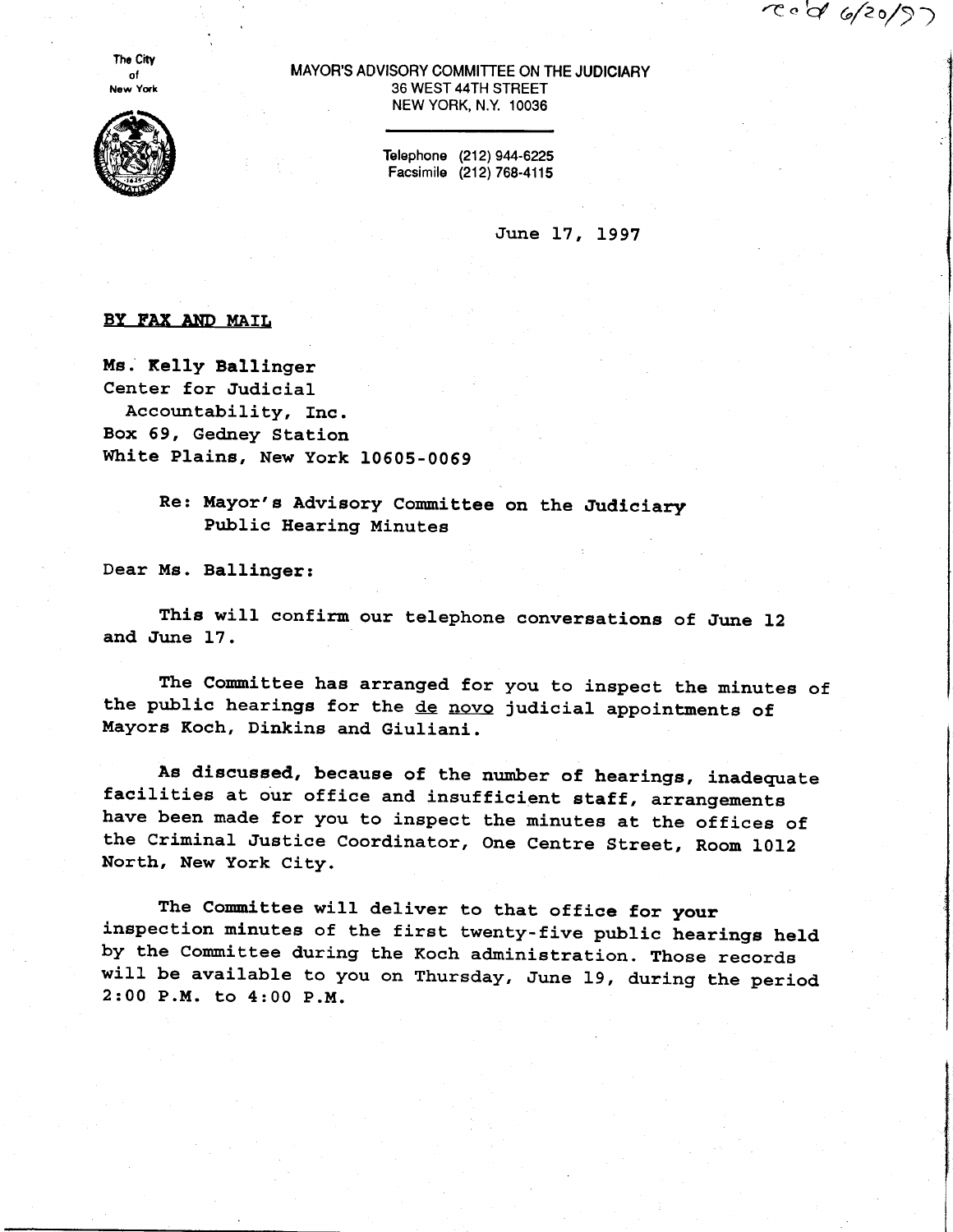rec'd 6/20/97

The City of New York

MAYOR'S ADVISORY COMMITTEE ON THE JUDICIARY
36 WEST 44TH STREET
NEW YORK, N.Y. 10036

Telephone (212) 944-6225
Facsimile (212) 768-4115

June 17, 1997

**BY FAX AND MAIL**

**Ms. Kelly Ballinger**
**Center for Judicial Accountability, Inc.**
**Box 69, Gedney Station**
**White Plains, New York 10605-0069**

**Re: Mayor's Advisory Committee on the Judiciary Public Hearing Minutes**

**Dear Ms. Ballinger:**

This will confirm our telephone conversations of June 12 and June 17.

The Committee has arranged for you to inspect the minutes of the public hearings for the de novo judicial appointments of Mayors Koch, Dinkins and Giuliani.

As discussed, because of the number of hearings, inadequate facilities at our office and insufficient staff, arrangements have been made for you to inspect the minutes at the offices of the Criminal Justice Coordinator, One Centre Street, Room 1012 North, New York City.

The Committee will deliver to that office for your inspection minutes of the first twenty-five public hearings held by the Committee during the Koch administration. Those records will be available to you on Thursday, June 19, during the period 2:00 P.M. to 4:00 P.M.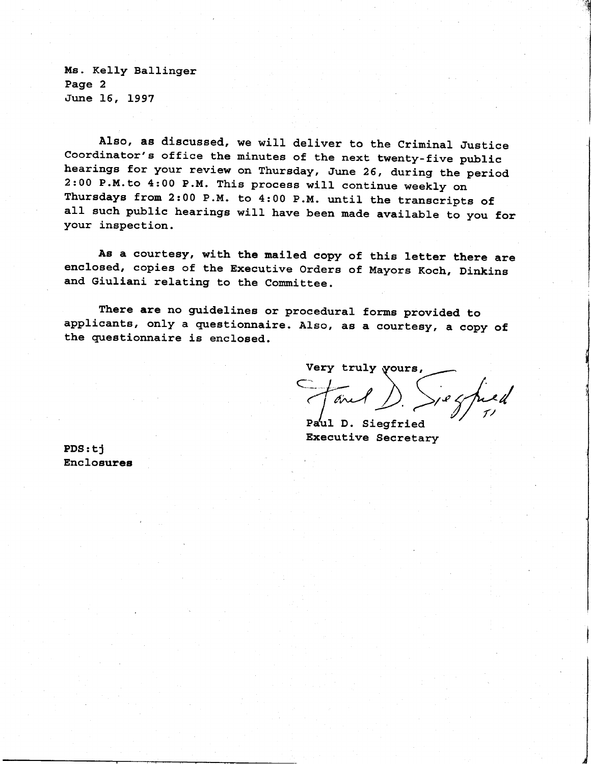Ms. Kelly Ballinger
Page 2
June 16, 1997

Also, as discussed, we will deliver to the Criminal Justice Coordinator's office the minutes of the next twenty-five public hearings for your review on Thursday, June 26, during the period 2:00 P.M.to 4:00 P.M. This process will continue weekly on Thursdays from 2:00 P.M. to 4:00 P.M. until the transcripts of all such public hearings will have been made available to you for your inspection.

As a courtesy, with the mailed copy of this letter there are enclosed, copies of the Executive Orders of Mayors Koch, Dinkins and Giuliani relating to the Committee.

There are no guidelines or procedural forms provided to applicants, only a questionnaire. Also, as a courtesy, a copy of the questionnaire is enclosed.

Very truly yours,

Paul D. Siegfried
Executive Secretary

PDS:tj
Enclosures